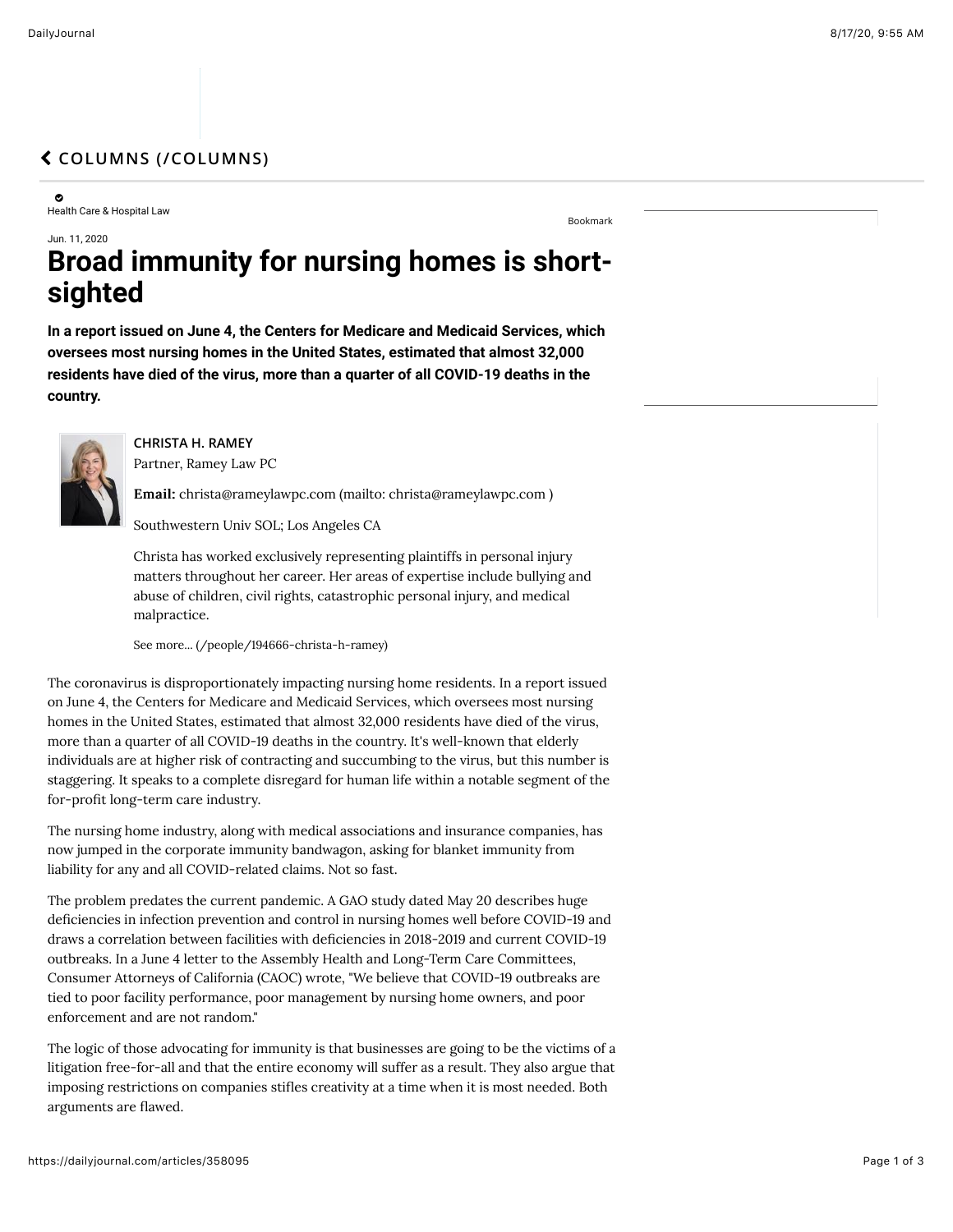## ❮ COLUMNS (/COLUMNS)

Health Care & Hospital Law

Bookmark

Jun. 11, 2020

# Broad immunity for nursing homes is short-sighted

**In a report issued on June 4, the Centers for Medicare and Medicaid Services, which oversees most nursing homes in the United States, estimated that almost 32,000 residents have died of the virus, more than a quarter of all COVID-19 deaths in the country.**

**CHRISTA H. RAMEY**
Partner, Ramey Law PC

**Email:** christa@rameylawpc.com (mailto: christa@rameylawpc.com )

Southwestern Univ SOL; Los Angeles CA

Christa has worked exclusively representing plaintiffs in personal injury matters throughout her career. Her areas of expertise include bullying and abuse of children, civil rights, catastrophic personal injury, and medical malpractice.

See more... (/people/194666-christa-h-ramey)

The coronavirus is disproportionately impacting nursing home residents. In a report issued on June 4, the Centers for Medicare and Medicaid Services, which oversees most nursing homes in the United States, estimated that almost 32,000 residents have died of the virus, more than a quarter of all COVID-19 deaths in the country. It's well-known that elderly individuals are at higher risk of contracting and succumbing to the virus, but this number is staggering. It speaks to a complete disregard for human life within a notable segment of the for-profit long-term care industry.

The nursing home industry, along with medical associations and insurance companies, has now jumped in the corporate immunity bandwagon, asking for blanket immunity from liability for any and all COVID-related claims. Not so fast.

The problem predates the current pandemic. A GAO study dated May 20 describes huge deficiencies in infection prevention and control in nursing homes well before COVID-19 and draws a correlation between facilities with deficiencies in 2018-2019 and current COVID-19 outbreaks. In a June 4 letter to the Assembly Health and Long-Term Care Committees, Consumer Attorneys of California (CAOC) wrote, "We believe that COVID-19 outbreaks are tied to poor facility performance, poor management by nursing home owners, and poor enforcement and are not random."

The logic of those advocating for immunity is that businesses are going to be the victims of a litigation free-for-all and that the entire economy will suffer as a result. They also argue that imposing restrictions on companies stifles creativity at a time when it is most needed. Both arguments are flawed.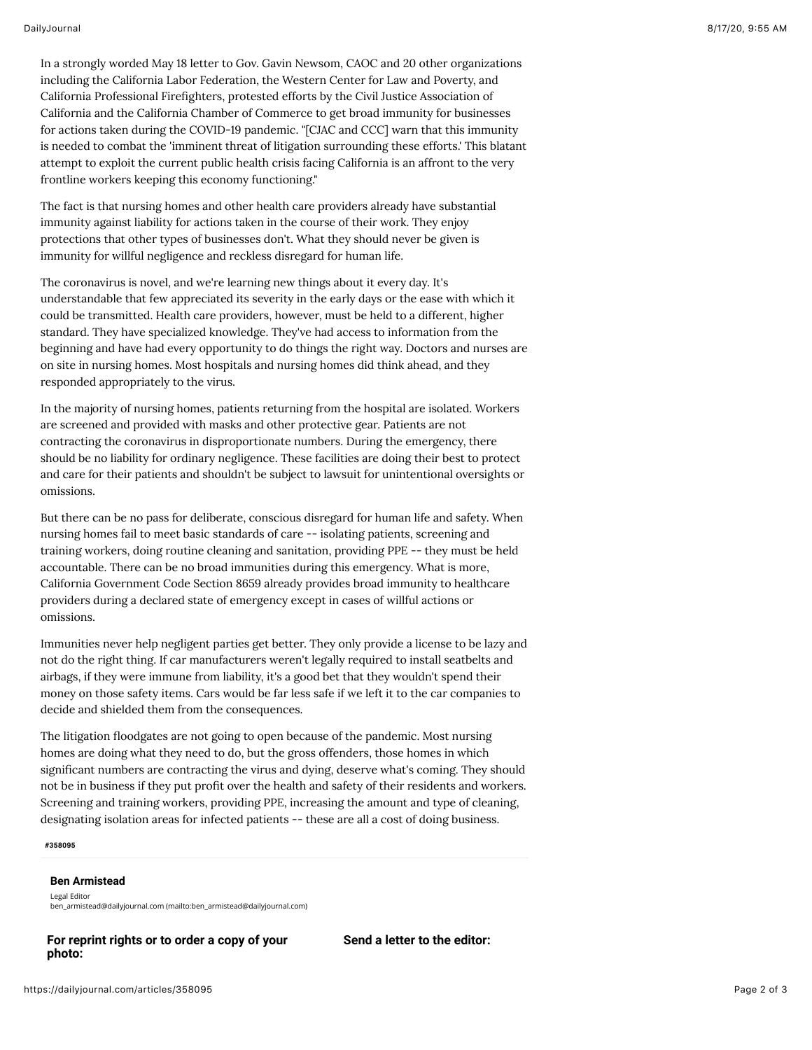In a strongly worded May 18 letter to Gov. Gavin Newsom, CAOC and 20 other organizations including the California Labor Federation, the Western Center for Law and Poverty, and California Professional Firefighters, protested efforts by the Civil Justice Association of California and the California Chamber of Commerce to get broad immunity for businesses for actions taken during the COVID-19 pandemic. "[CJAC and CCC] warn that this immunity is needed to combat the 'imminent threat of litigation surrounding these efforts.' This blatant attempt to exploit the current public health crisis facing California is an affront to the very frontline workers keeping this economy functioning."

The fact is that nursing homes and other health care providers already have substantial immunity against liability for actions taken in the course of their work. They enjoy protections that other types of businesses don't. What they should never be given is immunity for willful negligence and reckless disregard for human life.

The coronavirus is novel, and we're learning new things about it every day. It's understandable that few appreciated its severity in the early days or the ease with which it could be transmitted. Health care providers, however, must be held to a different, higher standard. They have specialized knowledge. They've had access to information from the beginning and have had every opportunity to do things the right way. Doctors and nurses are on site in nursing homes. Most hospitals and nursing homes did think ahead, and they responded appropriately to the virus.

In the majority of nursing homes, patients returning from the hospital are isolated. Workers are screened and provided with masks and other protective gear. Patients are not contracting the coronavirus in disproportionate numbers. During the emergency, there should be no liability for ordinary negligence. These facilities are doing their best to protect and care for their patients and shouldn't be subject to lawsuit for unintentional oversights or omissions.

But there can be no pass for deliberate, conscious disregard for human life and safety. When nursing homes fail to meet basic standards of care -- isolating patients, screening and training workers, doing routine cleaning and sanitation, providing PPE -- they must be held accountable. There can be no broad immunities during this emergency. What is more, California Government Code Section 8659 already provides broad immunity to healthcare providers during a declared state of emergency except in cases of willful actions or omissions.

Immunities never help negligent parties get better. They only provide a license to be lazy and not do the right thing. If car manufacturers weren't legally required to install seatbelts and airbags, if they were immune from liability, it's a good bet that they wouldn't spend their money on those safety items. Cars would be far less safe if we left it to the car companies to decide and shielded them from the consequences.

The litigation floodgates are not going to open because of the pandemic. Most nursing homes are doing what they need to do, but the gross offenders, those homes in which significant numbers are contracting the virus and dying, deserve what's coming. They should not be in business if they put profit over the health and safety of their residents and workers. Screening and training workers, providing PPE, increasing the amount and type of cleaning, designating isolation areas for infected patients -- these are all a cost of doing business.

**#358095**

**Ben Armistead**

Legal Editor
ben_armistead@dailyjournal.com (mailto:ben_armistead@dailyjournal.com)

**For reprint rights or to order a copy of your photo:**

**Send a letter to the editor:**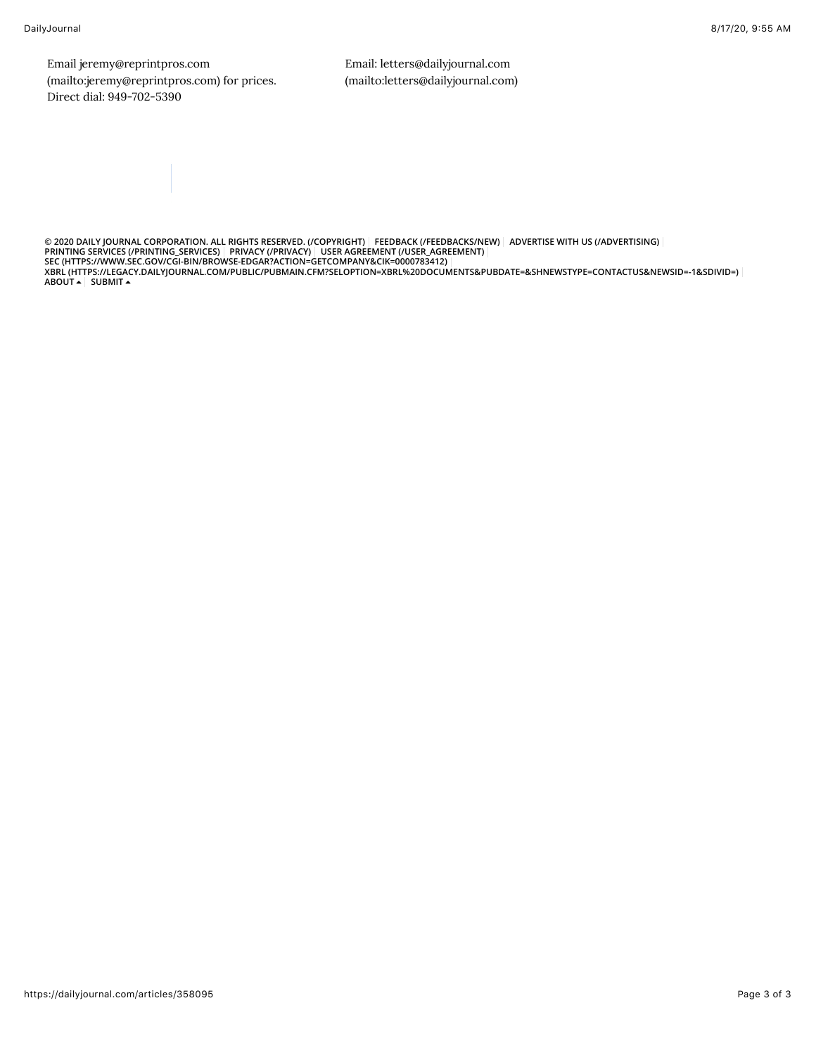Email jeremy@reprintpros.com (mailto:jeremy@reprintpros.com) for prices.
Direct dial: 949-702-5390

Email: letters@dailyjournal.com (mailto:letters@dailyjournal.com)

© 2020 DAILY JOURNAL CORPORATION. ALL RIGHTS RESERVED. (/COPYRIGHT) | FEEDBACK (/FEEDBACKS/NEW) | ADVERTISE WITH US (/ADVERTISING) | PRINTING SERVICES (/PRINTING_SERVICES) | PRIVACY (/PRIVACY) | USER AGREEMENT (/USER_AGREEMENT) | SEC (HTTPS://WWW.SEC.GOV/CGI-BIN/BROWSE-EDGAR?ACTION=GETCOMPANY&CIK=0000783412) | XBRL (HTTPS://LEGACY.DAILYJOURNAL.COM/PUBLIC/PUBMAIN.CFM?SELOPTION=XBRL%20DOCUMENTS&PUBDATE=&SHNEWSTYPE=CONTACTUS&NEWSID=-1&SDIVID=) | ABOUT | SUBMIT